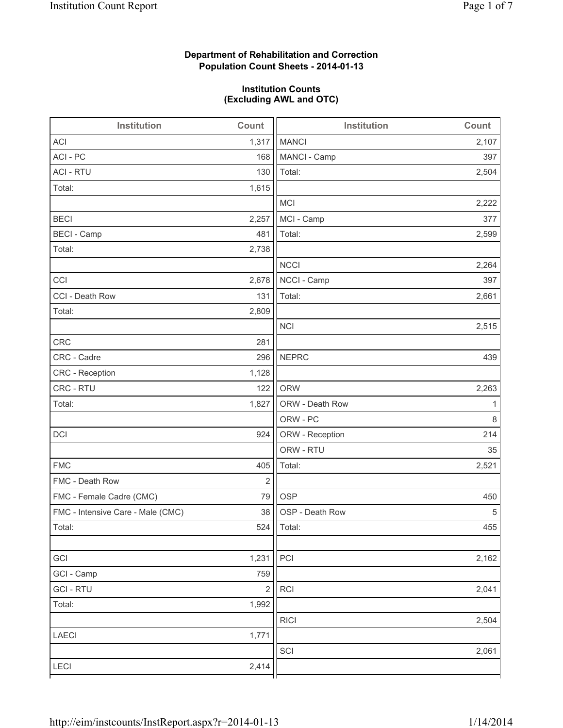**Department of Rehabilitation and Correction**
**Population Count Sheets - 2014-01-13**

**Institution Counts**
**(Excluding AWL and OTC)**

| Institution | Count |
|---|---|
| ACI | 1,317 |
| ACI - PC | 168 |
| ACI - RTU | 130 |
| Total: | 1,615 |
| | |
| BECI | 2,257 |
| BECI - Camp | 481 |
| Total: | 2,738 |
| | |
| CCI | 2,678 |
| CCI - Death Row | 131 |
| Total: | 2,809 |
| | |
| CRC | 281 |
| CRC - Cadre | 296 |
| CRC - Reception | 1,128 |
| CRC - RTU | 122 |
| Total: | 1,827 |
| | |
| DCI | 924 |
| | |
| FMC | 405 |
| FMC - Death Row | 2 |
| FMC - Female Cadre (CMC) | 79 |
| FMC - Intensive Care - Male (CMC) | 38 |
| Total: | 524 |
| | |
| GCI | 1,231 |
| GCI - Camp | 759 |
| GCI - RTU | 2 |
| Total: | 1,992 |
| | |
| LAECI | 1,771 |
| | |
| LECI | 2,414 |

| Institution | Count |
|---|---|
| MANCI | 2,107 |
| MANCI - Camp | 397 |
| Total: | 2,504 |
| | |
| MCI | 2,222 |
| MCI - Camp | 377 |
| Total: | 2,599 |
| | |
| NCCI | 2,264 |
| NCCI - Camp | 397 |
| Total: | 2,661 |
| | |
| NCI | 2,515 |
| | |
| NEPRC | 439 |
| | |
| ORW | 2,263 |
| ORW - Death Row | 1 |
| ORW - PC | 8 |
| ORW - Reception | 214 |
| ORW - RTU | 35 |
| Total: | 2,521 |
| | |
| OSP | 450 |
| OSP - Death Row | 5 |
| Total: | 455 |
| | |
| PCI | 2,162 |
| | |
| RCI | 2,041 |
| | |
| RICI | 2,504 |
| | |
| SCI | 2,061 |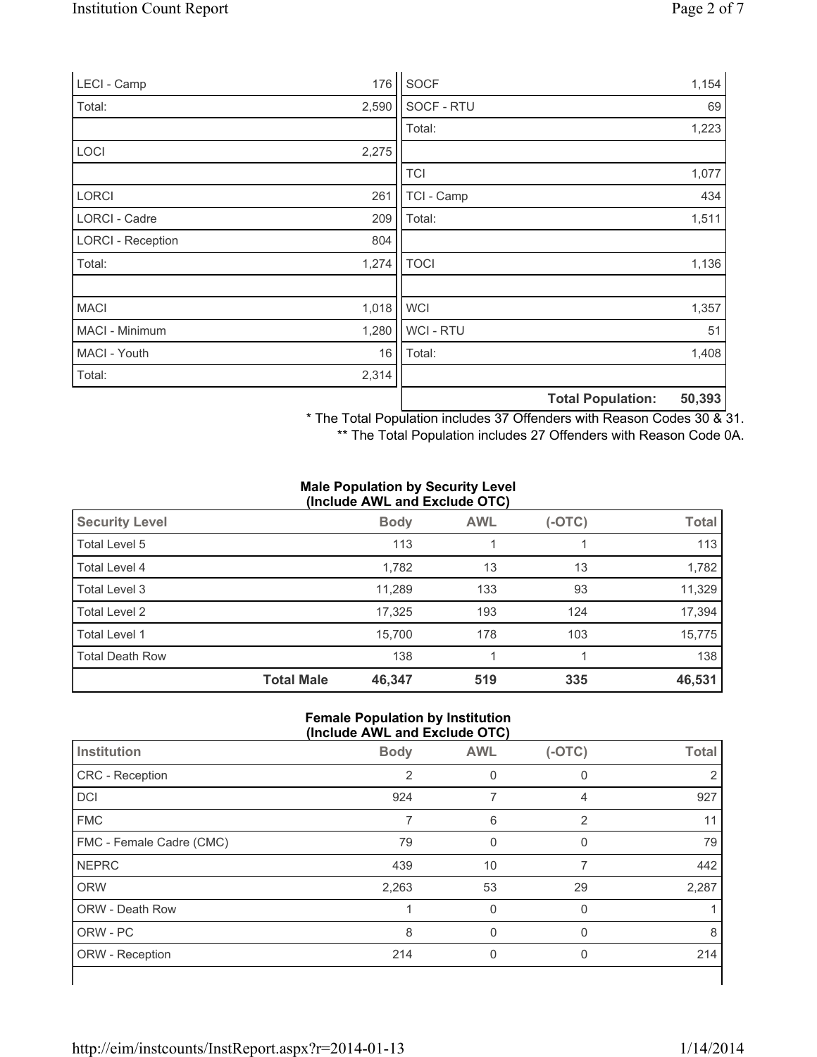| | |
|---|---|
| LECI - Camp | 176 |
| Total: | 2,590 |
| | |
| LOCI | 2,275 |
| | |
| LORCI | 261 |
| LORCI - Cadre | 209 |
| LORCI - Reception | 804 |
| Total: | 1,274 |
| | |
| MACI | 1,018 |
| MACI - Minimum | 1,280 |
| MACI - Youth | 16 |
| Total: | 2,314 |

| | |
|---|---|
| SOCF | 1,154 |
| SOCF - RTU | 69 |
| Total: | 1,223 |
| | |
| TCI | 1,077 |
| TCI - Camp | 434 |
| Total: | 1,511 |
| | |
| TOCI | 1,136 |
| | |
| WCI | 1,357 |
| WCI - RTU | 51 |
| Total: | 1,408 |
| | |
| **Total Population:** | **50,393** |

\* The Total Population includes 37 Offenders with Reason Codes 30 & 31.

\*\* The Total Population includes 27 Offenders with Reason Code 0A.

**Male Population by Security Level (Include AWL and Exclude OTC)**

| Security Level | | Body | AWL | (-OTC) | Total |
|---|---|---|---|---|---|
| Total Level 5 | | 113 | 1 | 1 | 113 |
| Total Level 4 | | 1,782 | 13 | 13 | 1,782 |
| Total Level 3 | | 11,289 | 133 | 93 | 11,329 |
| Total Level 2 | | 17,325 | 193 | 124 | 17,394 |
| Total Level 1 | | 15,700 | 178 | 103 | 15,775 |
| Total Death Row | | 138 | 1 | 1 | 138 |
| | **Total Male** | **46,347** | **519** | **335** | **46,531** |

**Female Population by Institution (Include AWL and Exclude OTC)**

| Institution | Body | AWL | (-OTC) | Total |
|---|---|---|---|---|
| CRC - Reception | 2 | 0 | 0 | 2 |
| DCI | 924 | 7 | 4 | 927 |
| FMC | 7 | 6 | 2 | 11 |
| FMC - Female Cadre (CMC) | 79 | 0 | 0 | 79 |
| NEPRC | 439 | 10 | 7 | 442 |
| ORW | 2,263 | 53 | 29 | 2,287 |
| ORW - Death Row | 1 | 0 | 0 | 1 |
| ORW - PC | 8 | 0 | 0 | 8 |
| ORW - Reception | 214 | 0 | 0 | 214 |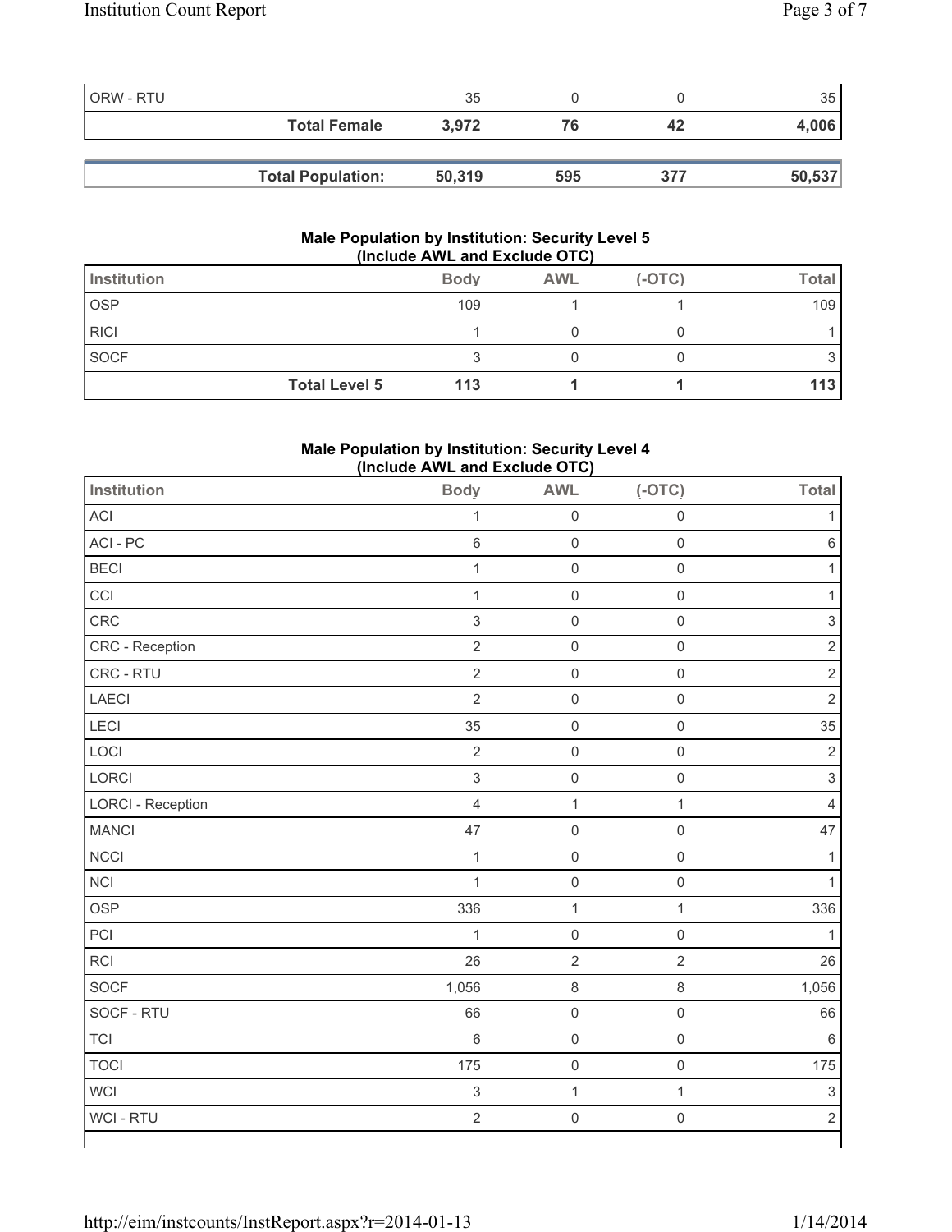| | | | | |
|---|---|---|---|---|
| ORW - RTU | 35 | 0 | 0 | 35 |
| **Total Female** | **3,972** | **76** | **42** | **4,006** |

| | | | | |
|---|---|---|---|---|
| **Total Population:** | **50,319** | **595** | **377** | **50,537** |

### Male Population by Institution: Security Level 5 (Include AWL and Exclude OTC)

| Institution | Body | AWL | (-OTC) | Total |
|---|---|---|---|---|
| OSP | 109 | 1 | 1 | 109 |
| RICI | 1 | 0 | 0 | 1 |
| SOCF | 3 | 0 | 0 | 3 |
| **Total Level 5** | **113** | **1** | **1** | **113** |

### Male Population by Institution: Security Level 4 (Include AWL and Exclude OTC)

| Institution | Body | AWL | (-OTC) | Total |
|---|---|---|---|---|
| ACI | 1 | 0 | 0 | 1 |
| ACI - PC | 6 | 0 | 0 | 6 |
| BECI | 1 | 0 | 0 | 1 |
| CCI | 1 | 0 | 0 | 1 |
| CRC | 3 | 0 | 0 | 3 |
| CRC - Reception | 2 | 0 | 0 | 2 |
| CRC - RTU | 2 | 0 | 0 | 2 |
| LAECI | 2 | 0 | 0 | 2 |
| LECI | 35 | 0 | 0 | 35 |
| LOCI | 2 | 0 | 0 | 2 |
| LORCI | 3 | 0 | 0 | 3 |
| LORCI - Reception | 4 | 1 | 1 | 4 |
| MANCI | 47 | 0 | 0 | 47 |
| NCCI | 1 | 0 | 0 | 1 |
| NCI | 1 | 0 | 0 | 1 |
| OSP | 336 | 1 | 1 | 336 |
| PCI | 1 | 0 | 0 | 1 |
| RCI | 26 | 2 | 2 | 26 |
| SOCF | 1,056 | 8 | 8 | 1,056 |
| SOCF - RTU | 66 | 0 | 0 | 66 |
| TCI | 6 | 0 | 0 | 6 |
| TOCI | 175 | 0 | 0 | 175 |
| WCI | 3 | 1 | 1 | 3 |
| WCI - RTU | 2 | 0 | 0 | 2 |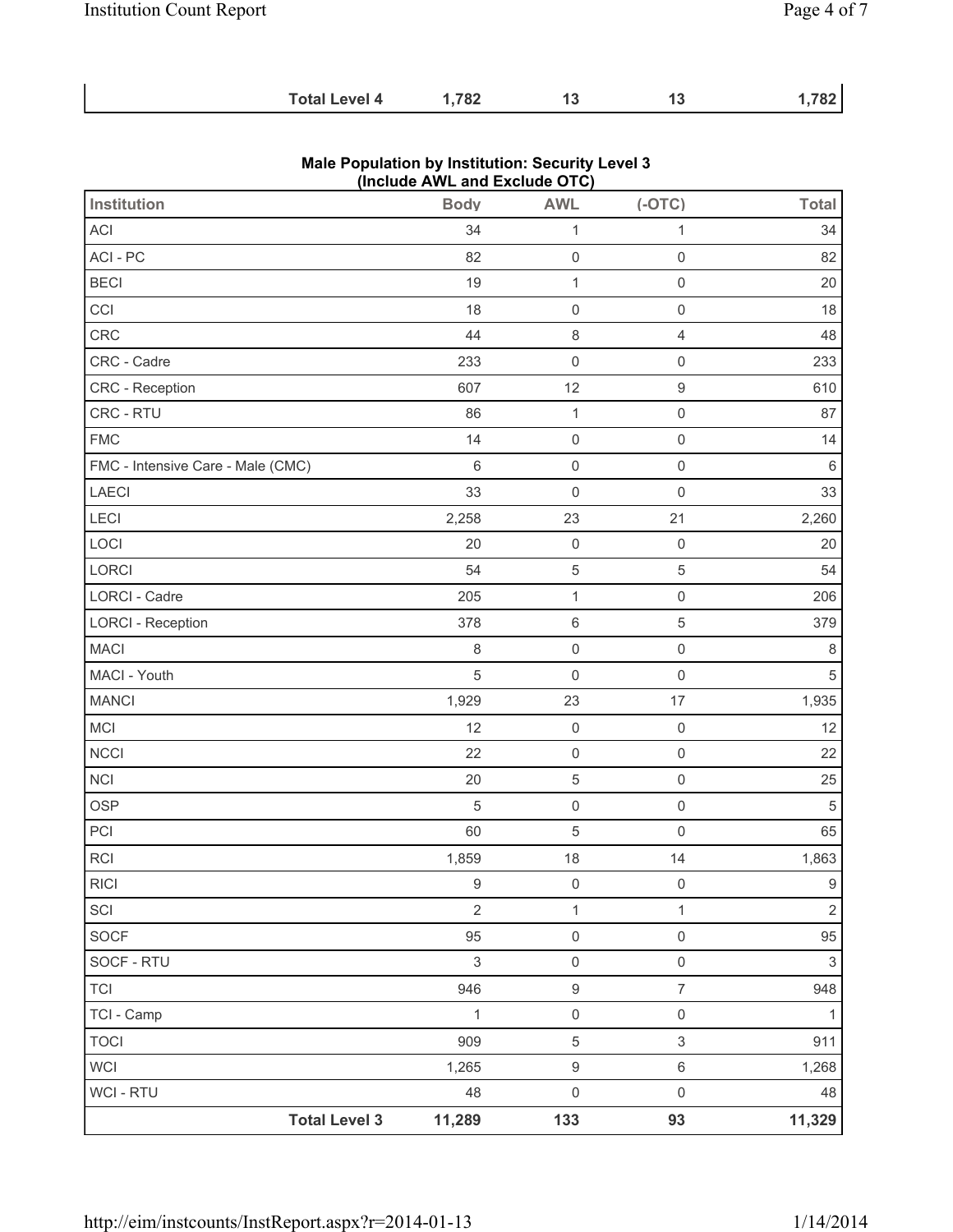| | Total Level 4 | 1,782 | 13 | 13 | 1,782 |
|---|---|---|---|---|---|

**Male Population by Institution: Security Level 3**
**(Include AWL and Exclude OTC)**

| Institution | Body | AWL | (-OTC) | Total |
|---|---|---|---|---|
| ACI | 34 | 1 | 1 | 34 |
| ACI - PC | 82 | 0 | 0 | 82 |
| BECI | 19 | 1 | 0 | 20 |
| CCI | 18 | 0 | 0 | 18 |
| CRC | 44 | 8 | 4 | 48 |
| CRC - Cadre | 233 | 0 | 0 | 233 |
| CRC - Reception | 607 | 12 | 9 | 610 |
| CRC - RTU | 86 | 1 | 0 | 87 |
| FMC | 14 | 0 | 0 | 14 |
| FMC - Intensive Care - Male (CMC) | 6 | 0 | 0 | 6 |
| LAECI | 33 | 0 | 0 | 33 |
| LECI | 2,258 | 23 | 21 | 2,260 |
| LOCI | 20 | 0 | 0 | 20 |
| LORCI | 54 | 5 | 5 | 54 |
| LORCI - Cadre | 205 | 1 | 0 | 206 |
| LORCI - Reception | 378 | 6 | 5 | 379 |
| MACI | 8 | 0 | 0 | 8 |
| MACI - Youth | 5 | 0 | 0 | 5 |
| MANCI | 1,929 | 23 | 17 | 1,935 |
| MCI | 12 | 0 | 0 | 12 |
| NCCI | 22 | 0 | 0 | 22 |
| NCI | 20 | 5 | 0 | 25 |
| OSP | 5 | 0 | 0 | 5 |
| PCI | 60 | 5 | 0 | 65 |
| RCI | 1,859 | 18 | 14 | 1,863 |
| RICI | 9 | 0 | 0 | 9 |
| SCI | 2 | 1 | 1 | 2 |
| SOCF | 95 | 0 | 0 | 95 |
| SOCF - RTU | 3 | 0 | 0 | 3 |
| TCI | 946 | 9 | 7 | 948 |
| TCI - Camp | 1 | 0 | 0 | 1 |
| TOCI | 909 | 5 | 3 | 911 |
| WCI | 1,265 | 9 | 6 | 1,268 |
| WCI - RTU | 48 | 0 | 0 | 48 |
| **Total Level 3** | **11,289** | **133** | **93** | **11,329** |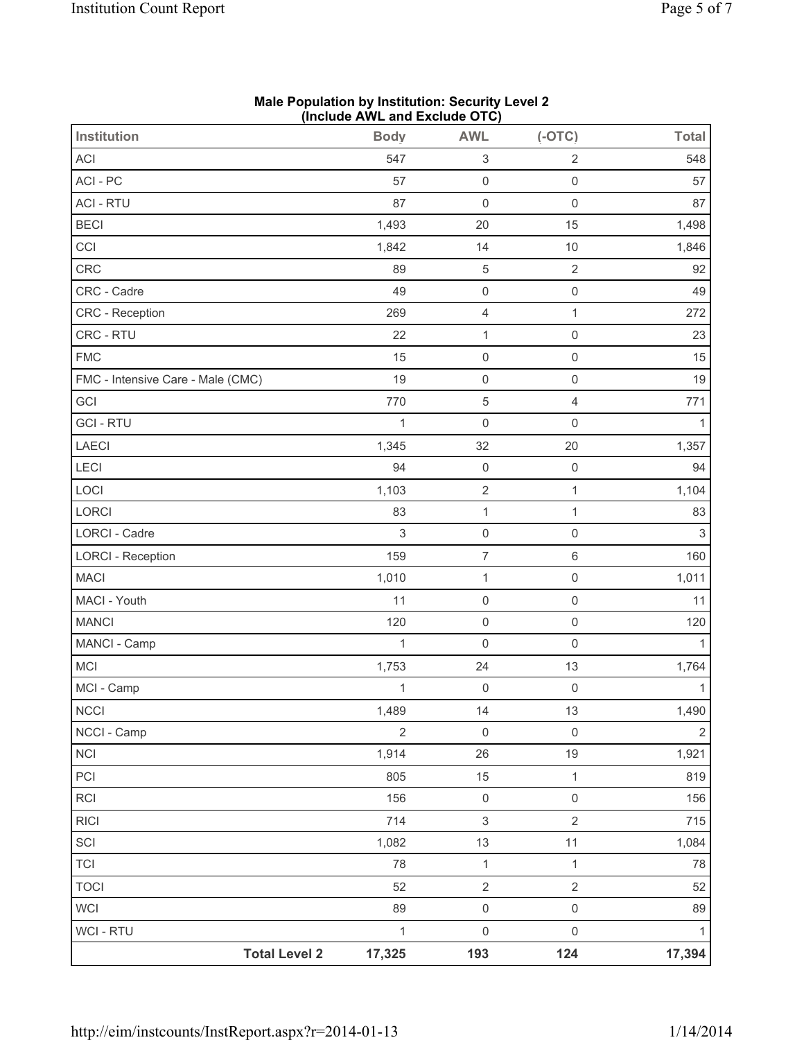**Male Population by Institution: Security Level 2**
**(Include AWL and Exclude OTC)**

| Institution | Body | AWL | (-OTC) | Total |
|---|---|---|---|---|
| ACI | 547 | 3 | 2 | 548 |
| ACI - PC | 57 | 0 | 0 | 57 |
| ACI - RTU | 87 | 0 | 0 | 87 |
| BECI | 1,493 | 20 | 15 | 1,498 |
| CCI | 1,842 | 14 | 10 | 1,846 |
| CRC | 89 | 5 | 2 | 92 |
| CRC - Cadre | 49 | 0 | 0 | 49 |
| CRC - Reception | 269 | 4 | 1 | 272 |
| CRC - RTU | 22 | 1 | 0 | 23 |
| FMC | 15 | 0 | 0 | 15 |
| FMC - Intensive Care - Male (CMC) | 19 | 0 | 0 | 19 |
| GCI | 770 | 5 | 4 | 771 |
| GCI - RTU | 1 | 0 | 0 | 1 |
| LAECI | 1,345 | 32 | 20 | 1,357 |
| LECI | 94 | 0 | 0 | 94 |
| LOCI | 1,103 | 2 | 1 | 1,104 |
| LORCI | 83 | 1 | 1 | 83 |
| LORCI - Cadre | 3 | 0 | 0 | 3 |
| LORCI - Reception | 159 | 7 | 6 | 160 |
| MACI | 1,010 | 1 | 0 | 1,011 |
| MACI - Youth | 11 | 0 | 0 | 11 |
| MANCI | 120 | 0 | 0 | 120 |
| MANCI - Camp | 1 | 0 | 0 | 1 |
| MCI | 1,753 | 24 | 13 | 1,764 |
| MCI - Camp | 1 | 0 | 0 | 1 |
| NCCI | 1,489 | 14 | 13 | 1,490 |
| NCCI - Camp | 2 | 0 | 0 | 2 |
| NCI | 1,914 | 26 | 19 | 1,921 |
| PCI | 805 | 15 | 1 | 819 |
| RCI | 156 | 0 | 0 | 156 |
| RICI | 714 | 3 | 2 | 715 |
| SCI | 1,082 | 13 | 11 | 1,084 |
| TCI | 78 | 1 | 1 | 78 |
| TOCI | 52 | 2 | 2 | 52 |
| WCI | 89 | 0 | 0 | 89 |
| WCI - RTU | 1 | 0 | 0 | 1 |
| **Total Level 2** | **17,325** | **193** | **124** | **17,394** |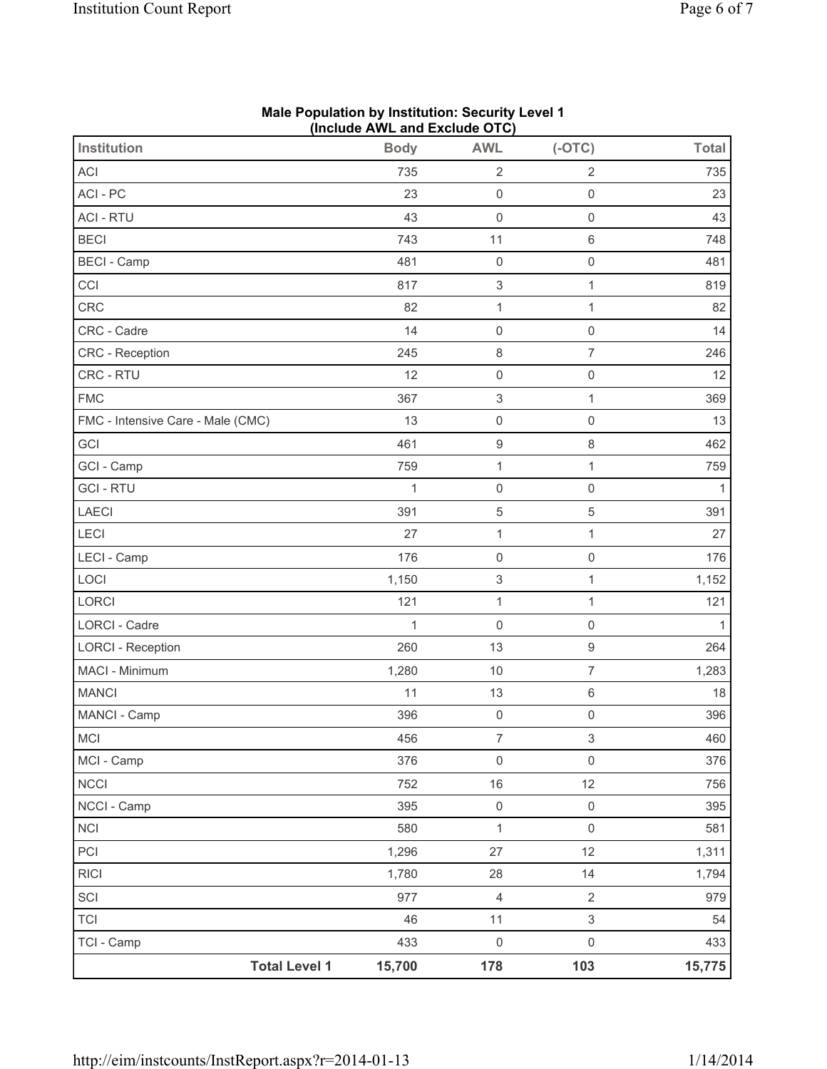**Male Population by Institution: Security Level 1**
**(Include AWL and Exclude OTC)**

| Institution | Body | AWL | (-OTC) | Total |
|---|---|---|---|---|
| ACI | 735 | 2 | 2 | 735 |
| ACI - PC | 23 | 0 | 0 | 23 |
| ACI - RTU | 43 | 0 | 0 | 43 |
| BECI | 743 | 11 | 6 | 748 |
| BECI - Camp | 481 | 0 | 0 | 481 |
| CCI | 817 | 3 | 1 | 819 |
| CRC | 82 | 1 | 1 | 82 |
| CRC - Cadre | 14 | 0 | 0 | 14 |
| CRC - Reception | 245 | 8 | 7 | 246 |
| CRC - RTU | 12 | 0 | 0 | 12 |
| FMC | 367 | 3 | 1 | 369 |
| FMC - Intensive Care - Male (CMC) | 13 | 0 | 0 | 13 |
| GCI | 461 | 9 | 8 | 462 |
| GCI - Camp | 759 | 1 | 1 | 759 |
| GCI - RTU | 1 | 0 | 0 | 1 |
| LAECI | 391 | 5 | 5 | 391 |
| LECI | 27 | 1 | 1 | 27 |
| LECI - Camp | 176 | 0 | 0 | 176 |
| LOCI | 1,150 | 3 | 1 | 1,152 |
| LORCI | 121 | 1 | 1 | 121 |
| LORCI - Cadre | 1 | 0 | 0 | 1 |
| LORCI - Reception | 260 | 13 | 9 | 264 |
| MACI - Minimum | 1,280 | 10 | 7 | 1,283 |
| MANCI | 11 | 13 | 6 | 18 |
| MANCI - Camp | 396 | 0 | 0 | 396 |
| MCI | 456 | 7 | 3 | 460 |
| MCI - Camp | 376 | 0 | 0 | 376 |
| NCCI | 752 | 16 | 12 | 756 |
| NCCI - Camp | 395 | 0 | 0 | 395 |
| NCI | 580 | 1 | 0 | 581 |
| PCI | 1,296 | 27 | 12 | 1,311 |
| RICI | 1,780 | 28 | 14 | 1,794 |
| SCI | 977 | 4 | 2 | 979 |
| TCI | 46 | 11 | 3 | 54 |
| TCI - Camp | 433 | 0 | 0 | 433 |
| **Total Level 1** | **15,700** | **178** | **103** | **15,775** |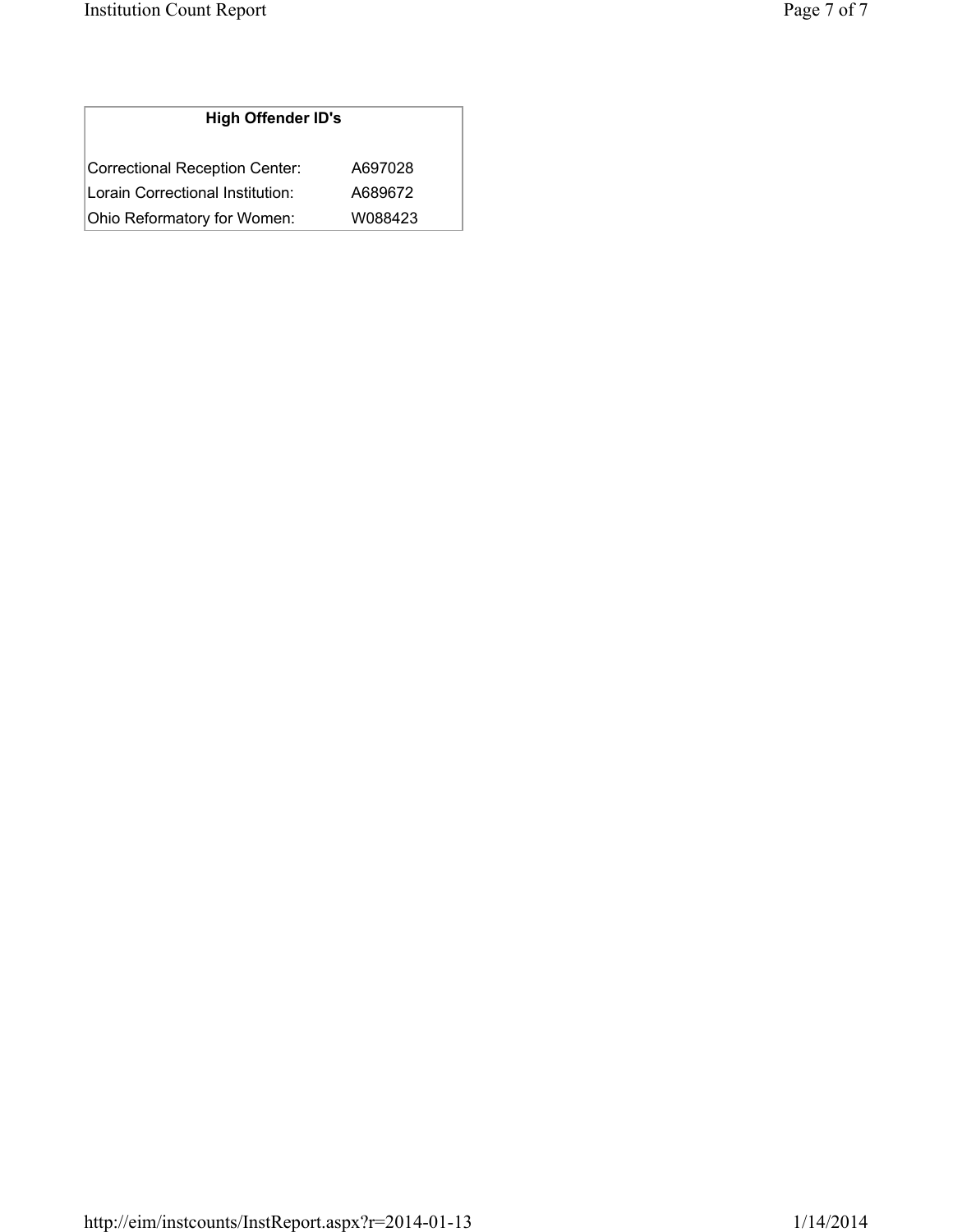| High Offender ID's | |
|---|---|
| Correctional Reception Center: | A697028 |
| Lorain Correctional Institution: | A689672 |
| Ohio Reformatory for Women: | W088423 |